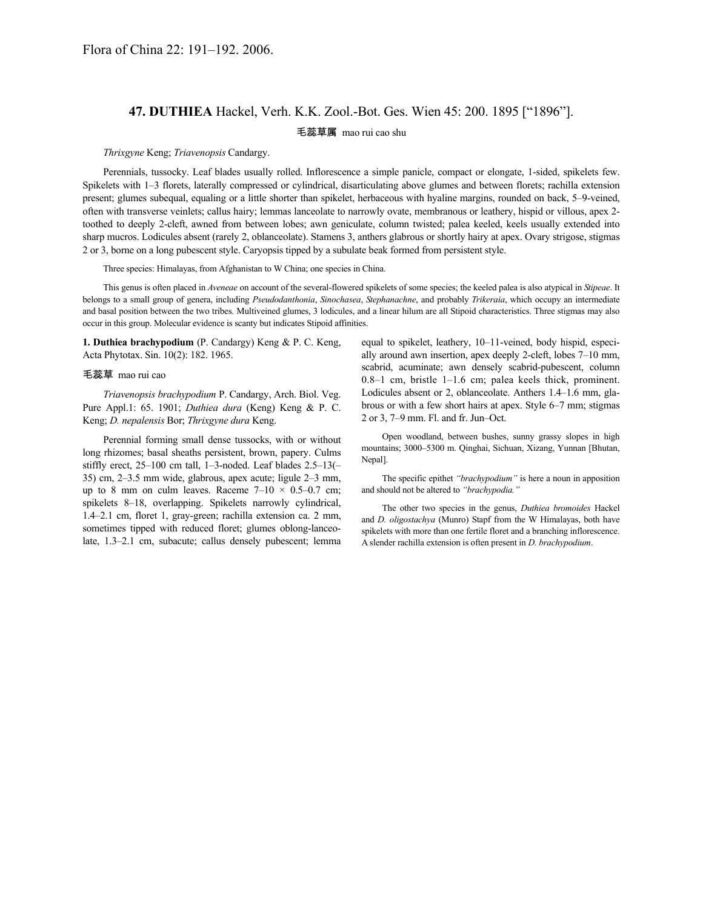Flora of China 22: 191–192. 2006.

## 47. DUTHIEA Hackel, Verh. K.K. Zool.-Bot. Ges. Wien 45: 200. 1895 ["1896"].

毛蕊草属 mao rui cao shu

*Thrixgyne* Keng; *Triavenopsis* Candargy.

Perennials, tussocky. Leaf blades usually rolled. Inflorescence a simple panicle, compact or elongate, 1-sided, spikelets few. Spikelets with 1–3 florets, laterally compressed or cylindrical, disarticulating above glumes and between florets; rachilla extension present; glumes subequal, equaling or a little shorter than spikelet, herbaceous with hyaline margins, rounded on back, 5–9-veined, often with transverse veinlets; callus hairy; lemmas lanceolate to narrowly ovate, membranous or leathery, hispid or villous, apex 2-toothed to deeply 2-cleft, awned from between lobes; awn geniculate, column twisted; palea keeled, keels usually extended into sharp mucros. Lodicules absent (rarely 2, oblanceolate). Stamens 3, anthers glabrous or shortly hairy at apex. Ovary strigose, stigmas 2 or 3, borne on a long pubescent style. Caryopsis tipped by a subulate beak formed from persistent style.

Three species: Himalayas, from Afghanistan to W China; one species in China.

This genus is often placed in *Aveneae* on account of the several-flowered spikelets of some species; the keeled palea is also atypical in *Stipeae*. It belongs to a small group of genera, including *Pseudodanthonia*, *Sinochasea*, *Stephanachne*, and probably *Trikeraia*, which occupy an intermediate and basal position between the two tribes. Multiveined glumes, 3 lodicules, and a linear hilum are all Stipoid characteristics. Three stigmas may also occur in this group. Molecular evidence is scanty but indicates Stipoid affinities.

**1. Duthiea brachypodium** (P. Candargy) Keng & P. C. Keng, Acta Phytotax. Sin. 10(2): 182. 1965.

毛蕊草 mao rui cao

*Triavenopsis brachypodium* P. Candargy, Arch. Biol. Veg. Pure Appl.1: 65. 1901; *Duthiea dura* (Keng) Keng & P. C. Keng; *D. nepalensis* Bor; *Thrixgyne dura* Keng.

Perennial forming small dense tussocks, with or without long rhizomes; basal sheaths persistent, brown, papery. Culms stiffly erect, 25–100 cm tall, 1–3-noded. Leaf blades 2.5–13(–35) cm, 2–3.5 mm wide, glabrous, apex acute; ligule 2–3 mm, up to 8 mm on culm leaves. Raceme 7–10 × 0.5–0.7 cm; spikelets 8–18, overlapping. Spikelets narrowly cylindrical, 1.4–2.1 cm, floret 1, gray-green; rachilla extension ca. 2 mm, sometimes tipped with reduced floret; glumes oblong-lanceolate, 1.3–2.1 cm, subacute; callus densely pubescent; lemma equal to spikelet, leathery, 10–11-veined, body hispid, especially around awn insertion, apex deeply 2-cleft, lobes 7–10 mm, scabrid, acuminate; awn densely scabrid-pubescent, column 0.8–1 cm, bristle 1–1.6 cm; palea keels thick, prominent. Lodicules absent or 2, oblanceolate. Anthers 1.4–1.6 mm, glabrous or with a few short hairs at apex. Style 6–7 mm; stigmas 2 or 3, 7–9 mm. Fl. and fr. Jun–Oct.

Open woodland, between bushes, sunny grassy slopes in high mountains; 3000–5300 m. Qinghai, Sichuan, Xizang, Yunnan [Bhutan, Nepal].

The specific epithet *"brachypodium"* is here a noun in apposition and should not be altered to *"brachypodia."*

The other two species in the genus, *Duthiea bromoides* Hackel and *D. oligostachya* (Munro) Stapf from the W Himalayas, both have spikelets with more than one fertile floret and a branching inflorescence. A slender rachilla extension is often present in *D. brachypodium*.